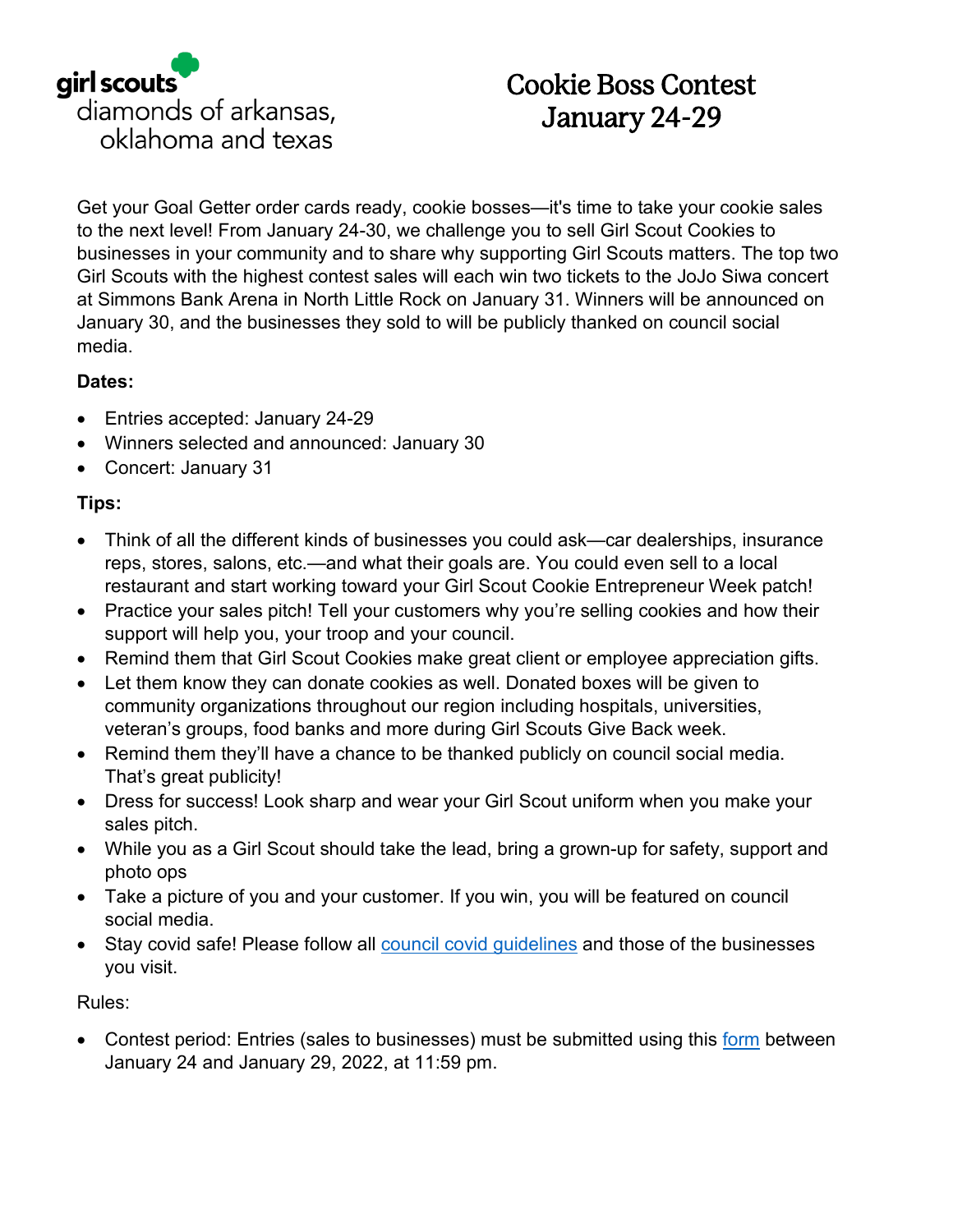girl scouts
diamonds of arkansas, oklahoma and texas

# Cookie Boss Contest January 24-29

Get your Goal Getter order cards ready, cookie bosses—it's time to take your cookie sales to the next level! From January 24-30, we challenge you to sell Girl Scout Cookies to businesses in your community and to share why supporting Girl Scouts matters. The top two Girl Scouts with the highest contest sales will each win two tickets to the JoJo Siwa concert at Simmons Bank Arena in North Little Rock on January 31. Winners will be announced on January 30, and the businesses they sold to will be publicly thanked on council social media.

**Dates:**

- Entries accepted: January 24-29
- Winners selected and announced: January 30
- Concert: January 31

**Tips:**

- Think of all the different kinds of businesses you could ask—car dealerships, insurance reps, stores, salons, etc.—and what their goals are. You could even sell to a local restaurant and start working toward your Girl Scout Cookie Entrepreneur Week patch!
- Practice your sales pitch! Tell your customers why you're selling cookies and how their support will help you, your troop and your council.
- Remind them that Girl Scout Cookies make great client or employee appreciation gifts.
- Let them know they can donate cookies as well. Donated boxes will be given to community organizations throughout our region including hospitals, universities, veteran's groups, food banks and more during Girl Scouts Give Back week.
- Remind them they'll have a chance to be thanked publicly on council social media. That's great publicity!
- Dress for success! Look sharp and wear your Girl Scout uniform when you make your sales pitch.
- While you as a Girl Scout should take the lead, bring a grown-up for safety, support and photo ops
- Take a picture of you and your customer. If you win, you will be featured on council social media.
- Stay covid safe! Please follow all council covid guidelines and those of the businesses you visit.

Rules:

- Contest period: Entries (sales to businesses) must be submitted using this form between January 24 and January 29, 2022, at 11:59 pm.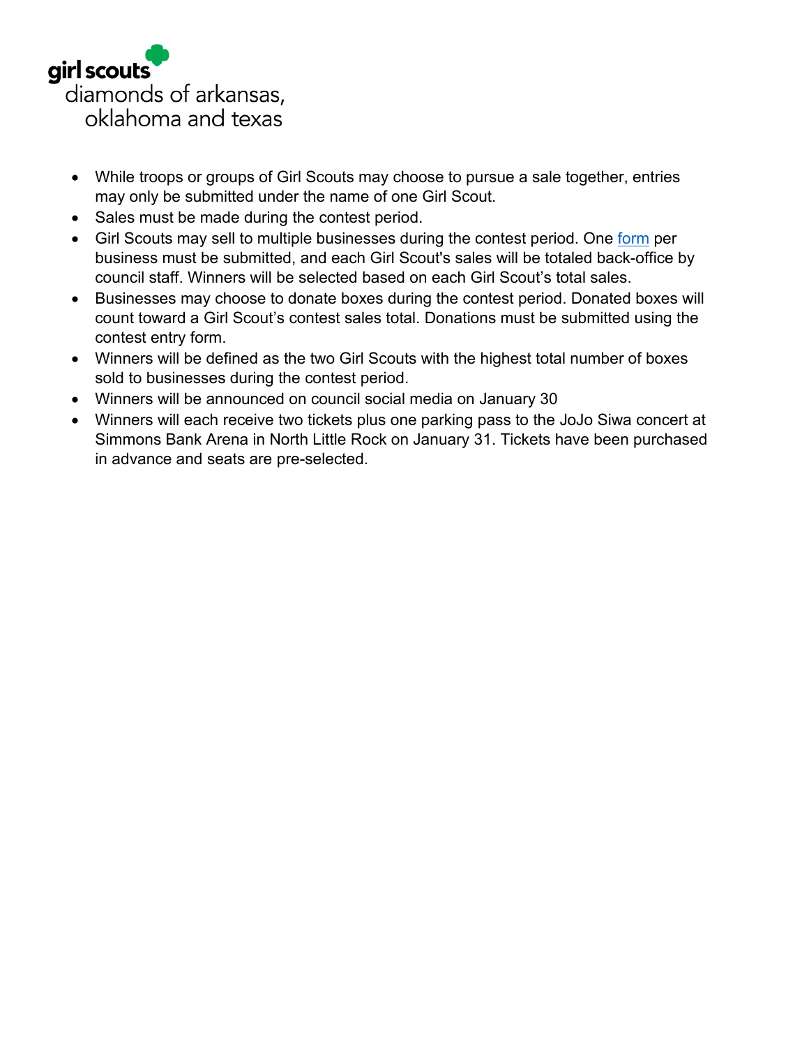- While troops or groups of Girl Scouts may choose to pursue a sale together, entries may only be submitted under the name of one Girl Scout.
- Sales must be made during the contest period.
- Girl Scouts may sell to multiple businesses during the contest period. One form per business must be submitted, and each Girl Scout's sales will be totaled back-office by council staff. Winners will be selected based on each Girl Scout's total sales.
- Businesses may choose to donate boxes during the contest period. Donated boxes will count toward a Girl Scout's contest sales total. Donations must be submitted using the contest entry form.
- Winners will be defined as the two Girl Scouts with the highest total number of boxes sold to businesses during the contest period.
- Winners will be announced on council social media on January 30
- Winners will each receive two tickets plus one parking pass to the JoJo Siwa concert at Simmons Bank Arena in North Little Rock on January 31. Tickets have been purchased in advance and seats are pre-selected.